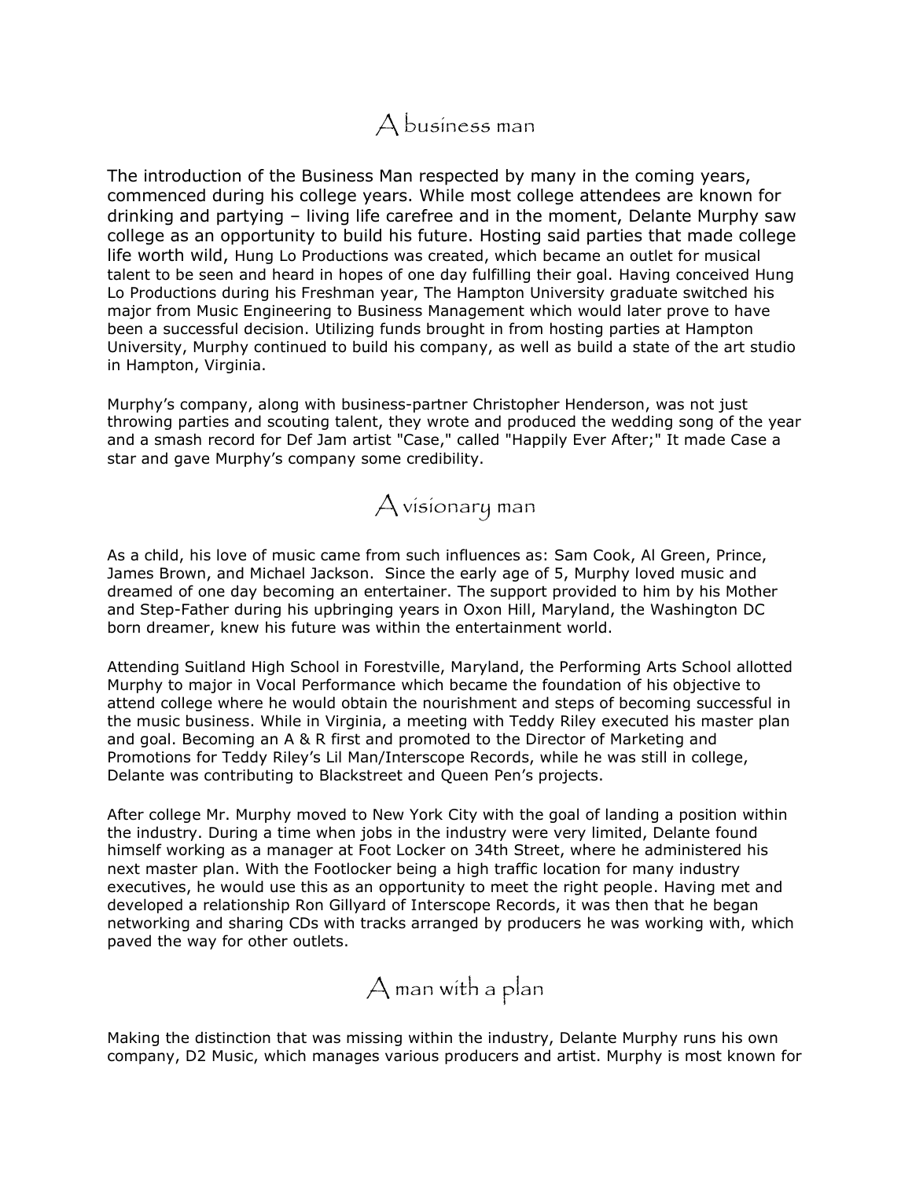## A business man

The introduction of the Business Man respected by many in the coming years, commenced during his college years. While most college attendees are known for drinking and partying – living life carefree and in the moment, Delante Murphy saw college as an opportunity to build his future. Hosting said parties that made college life worth wild, Hung Lo Productions was created, which became an outlet for musical talent to be seen and heard in hopes of one day fulfilling their goal. Having conceived Hung Lo Productions during his Freshman year, The Hampton University graduate switched his major from Music Engineering to Business Management which would later prove to have been a successful decision. Utilizing funds brought in from hosting parties at Hampton University, Murphy continued to build his company, as well as build a state of the art studio in Hampton, Virginia.

Murphy's company, along with business-partner Christopher Henderson, was not just throwing parties and scouting talent, they wrote and produced the wedding song of the year and a smash record for Def Jam artist "Case," called "Happily Ever After;" It made Case a star and gave Murphy's company some credibility.

## A visionary man

As a child, his love of music came from such influences as: Sam Cook, Al Green, Prince, James Brown, and Michael Jackson. Since the early age of 5, Murphy loved music and dreamed of one day becoming an entertainer. The support provided to him by his Mother and Step-Father during his upbringing years in Oxon Hill, Maryland, the Washington DC born dreamer, knew his future was within the entertainment world.

Attending Suitland High School in Forestville, Maryland, the Performing Arts School allotted Murphy to major in Vocal Performance which became the foundation of his objective to attend college where he would obtain the nourishment and steps of becoming successful in the music business. While in Virginia, a meeting with Teddy Riley executed his master plan and goal. Becoming an A & R first and promoted to the Director of Marketing and Promotions for Teddy Riley's Lil Man/Interscope Records, while he was still in college, Delante was contributing to Blackstreet and Queen Pen's projects.

After college Mr. Murphy moved to New York City with the goal of landing a position within the industry. During a time when jobs in the industry were very limited, Delante found himself working as a manager at Foot Locker on 34th Street, where he administered his next master plan. With the Footlocker being a high traffic location for many industry executives, he would use this as an opportunity to meet the right people. Having met and developed a relationship Ron Gillyard of Interscope Records, it was then that he began networking and sharing CDs with tracks arranged by producers he was working with, which paved the way for other outlets.

## A man with a plan

Making the distinction that was missing within the industry, Delante Murphy runs his own company, D2 Music, which manages various producers and artist. Murphy is most known for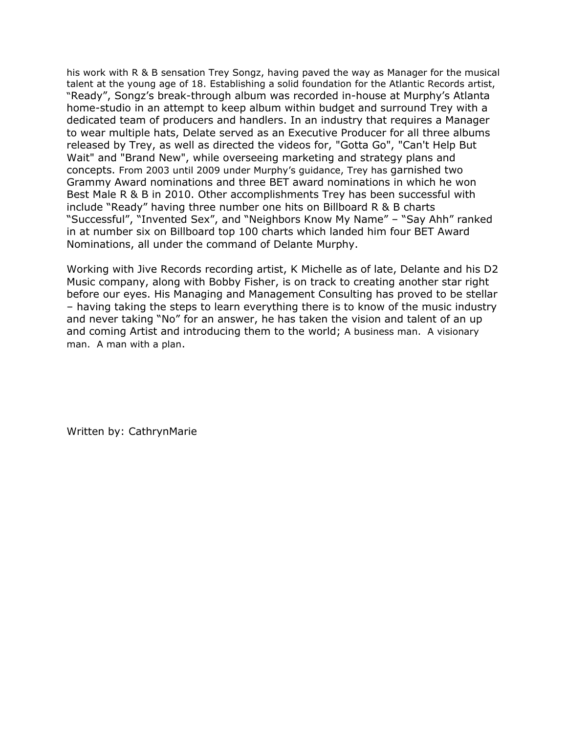his work with R & B sensation Trey Songz, having paved the way as Manager for the musical talent at the young age of 18. Establishing a solid foundation for the Atlantic Records artist, "Ready", Songz's break-through album was recorded in-house at Murphy's Atlanta home-studio in an attempt to keep album within budget and surround Trey with a dedicated team of producers and handlers. In an industry that requires a Manager to wear multiple hats, Delate served as an Executive Producer for all three albums released by Trey, as well as directed the videos for, "Gotta Go", "Can't Help But Wait" and "Brand New", while overseeing marketing and strategy plans and concepts. From 2003 until 2009 under Murphy's guidance, Trey has garnished two Grammy Award nominations and three BET award nominations in which he won Best Male R & B in 2010. Other accomplishments Trey has been successful with include "Ready" having three number one hits on Billboard R & B charts "Successful", "Invented Sex", and "Neighbors Know My Name" – "Say Ahh" ranked in at number six on Billboard top 100 charts which landed him four BET Award Nominations, all under the command of Delante Murphy.

Working with Jive Records recording artist, K Michelle as of late, Delante and his D2 Music company, along with Bobby Fisher, is on track to creating another star right before our eyes. His Managing and Management Consulting has proved to be stellar – having taking the steps to learn everything there is to know of the music industry and never taking "No" for an answer, he has taken the vision and talent of an up and coming Artist and introducing them to the world; A business man. A visionary man. A man with a plan.

Written by: CathrynMarie